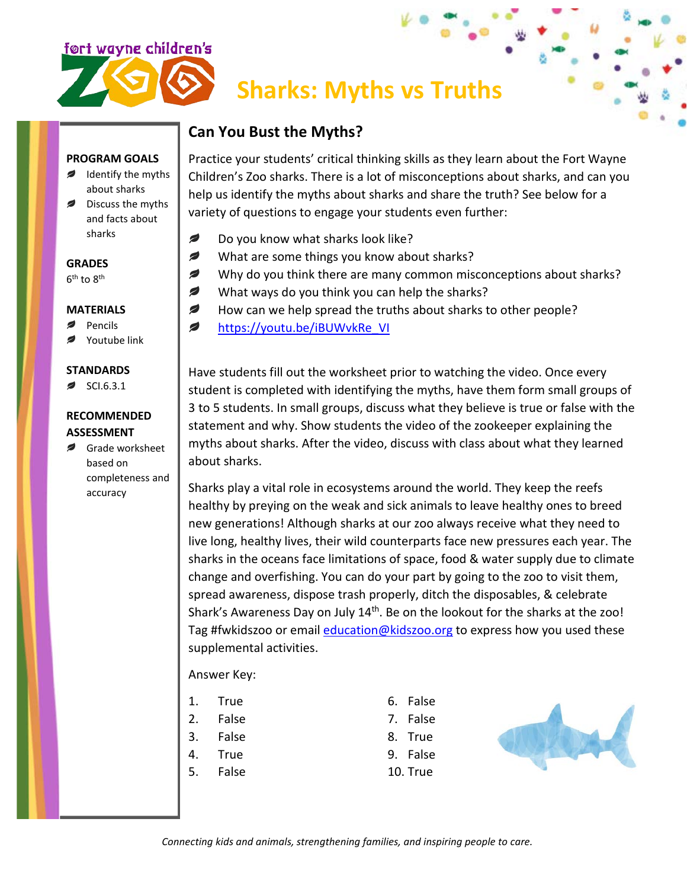fort wayne children's ZOO

# Sharks: Myths vs Truths

**PROGRAM GOALS**

- Identify the myths about sharks
- Discuss the myths and facts about sharks

**GRADES**

6th to 8th

**MATERIALS**

- Pencils
- Youtube link

**STANDARDS**

- SCI.6.3.1

**RECOMMENDED ASSESSMENT**

- Grade worksheet based on completeness and accuracy

## Can You Bust the Myths?

Practice your students' critical thinking skills as they learn about the Fort Wayne Children's Zoo sharks. There is a lot of misconceptions about sharks, and can you help us identify the myths about sharks and share the truth? See below for a variety of questions to engage your students even further:

- Do you know what sharks look like?
- What are some things you know about sharks?
- Why do you think there are many common misconceptions about sharks?
- What ways do you think you can help the sharks?
- How can we help spread the truths about sharks to other people?
- https://youtu.be/iBUWvkRe_VI

Have students fill out the worksheet prior to watching the video. Once every student is completed with identifying the myths, have them form small groups of 3 to 5 students. In small groups, discuss what they believe is true or false with the statement and why. Show students the video of the zookeeper explaining the myths about sharks. After the video, discuss with class about what they learned about sharks.

Sharks play a vital role in ecosystems around the world. They keep the reefs healthy by preying on the weak and sick animals to leave healthy ones to breed new generations! Although sharks at our zoo always receive what they need to live long, healthy lives, their wild counterparts face new pressures each year. The sharks in the oceans face limitations of space, food & water supply due to climate change and overfishing. You can do your part by going to the zoo to visit them, spread awareness, dispose trash properly, ditch the disposables, & celebrate Shark's Awareness Day on July 14th. Be on the lookout for the sharks at the zoo! Tag #fwkidszoo or email education@kidszoo.org to express how you used these supplemental activities.

Answer Key:

1. True
2. False
3. False
4. True
5. False
6. False
7. False
8. True
9. False
10. True

*Connecting kids and animals, strengthening families, and inspiring people to care.*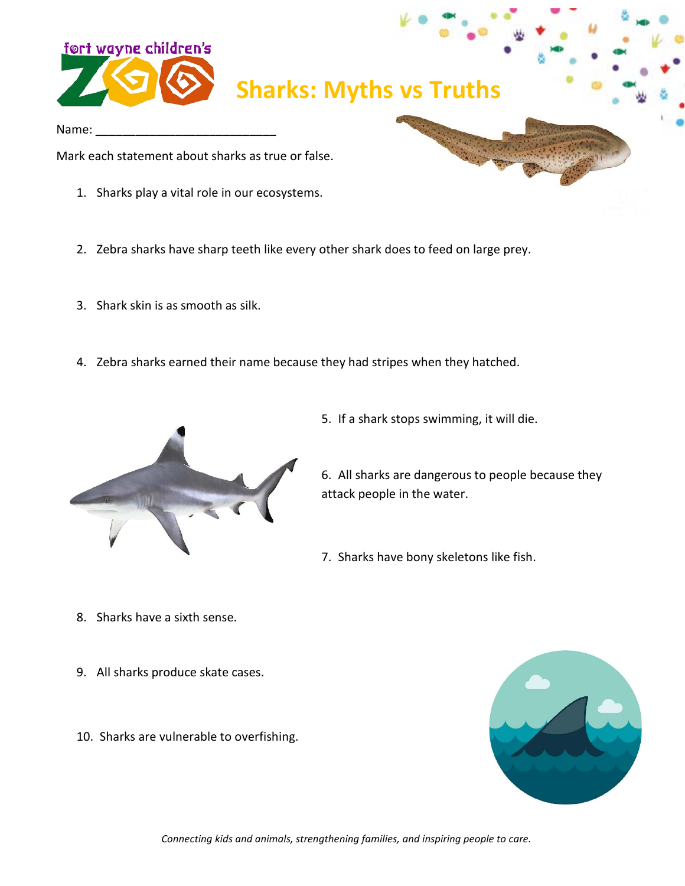fort wayne children's ZOO

# Sharks: Myths vs Truths

Name: ___________________________

Mark each statement about sharks as true or false.

1. Sharks play a vital role in our ecosystems.

2. Zebra sharks have sharp teeth like every other shark does to feed on large prey.

3. Shark skin is as smooth as silk.

4. Zebra sharks earned their name because they had stripes when they hatched.

5. If a shark stops swimming, it will die.

6. All sharks are dangerous to people because they attack people in the water.

7. Sharks have bony skeletons like fish.

8. Sharks have a sixth sense.

9. All sharks produce skate cases.

10. Sharks are vulnerable to overfishing.

*Connecting kids and animals, strengthening families, and inspiring people to care.*